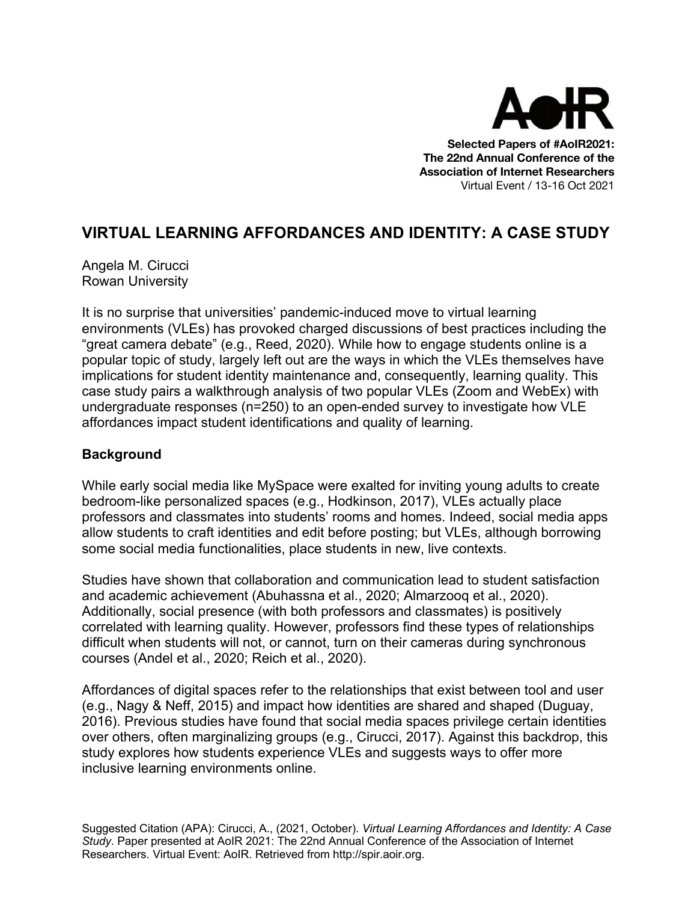**Selected Papers of #AoIR2021:**
**The 22nd Annual Conference of the Association of Internet Researchers**
Virtual Event / 13-16 Oct 2021

# VIRTUAL LEARNING AFFORDANCES AND IDENTITY: A CASE STUDY

Angela M. Cirucci
Rowan University

It is no surprise that universities' pandemic-induced move to virtual learning environments (VLEs) has provoked charged discussions of best practices including the "great camera debate" (e.g., Reed, 2020). While how to engage students online is a popular topic of study, largely left out are the ways in which the VLEs themselves have implications for student identity maintenance and, consequently, learning quality. This case study pairs a walkthrough analysis of two popular VLEs (Zoom and WebEx) with undergraduate responses (n=250) to an open-ended survey to investigate how VLE affordances impact student identifications and quality of learning.

## Background

While early social media like MySpace were exalted for inviting young adults to create bedroom-like personalized spaces (e.g., Hodkinson, 2017), VLEs actually place professors and classmates into students' rooms and homes. Indeed, social media apps allow students to craft identities and edit before posting; but VLEs, although borrowing some social media functionalities, place students in new, live contexts.

Studies have shown that collaboration and communication lead to student satisfaction and academic achievement (Abuhassna et al., 2020; Almarzooq et al., 2020). Additionally, social presence (with both professors and classmates) is positively correlated with learning quality. However, professors find these types of relationships difficult when students will not, or cannot, turn on their cameras during synchronous courses (Andel et al., 2020; Reich et al., 2020).

Affordances of digital spaces refer to the relationships that exist between tool and user (e.g., Nagy & Neff, 2015) and impact how identities are shared and shaped (Duguay, 2016). Previous studies have found that social media spaces privilege certain identities over others, often marginalizing groups (e.g., Cirucci, 2017). Against this backdrop, this study explores how students experience VLEs and suggests ways to offer more inclusive learning environments online.

Suggested Citation (APA): Cirucci, A., (2021, October). *Virtual Learning Affordances and Identity: A Case Study*. Paper presented at AoIR 2021: The 22nd Annual Conference of the Association of Internet Researchers. Virtual Event: AoIR. Retrieved from http://spir.aoir.org.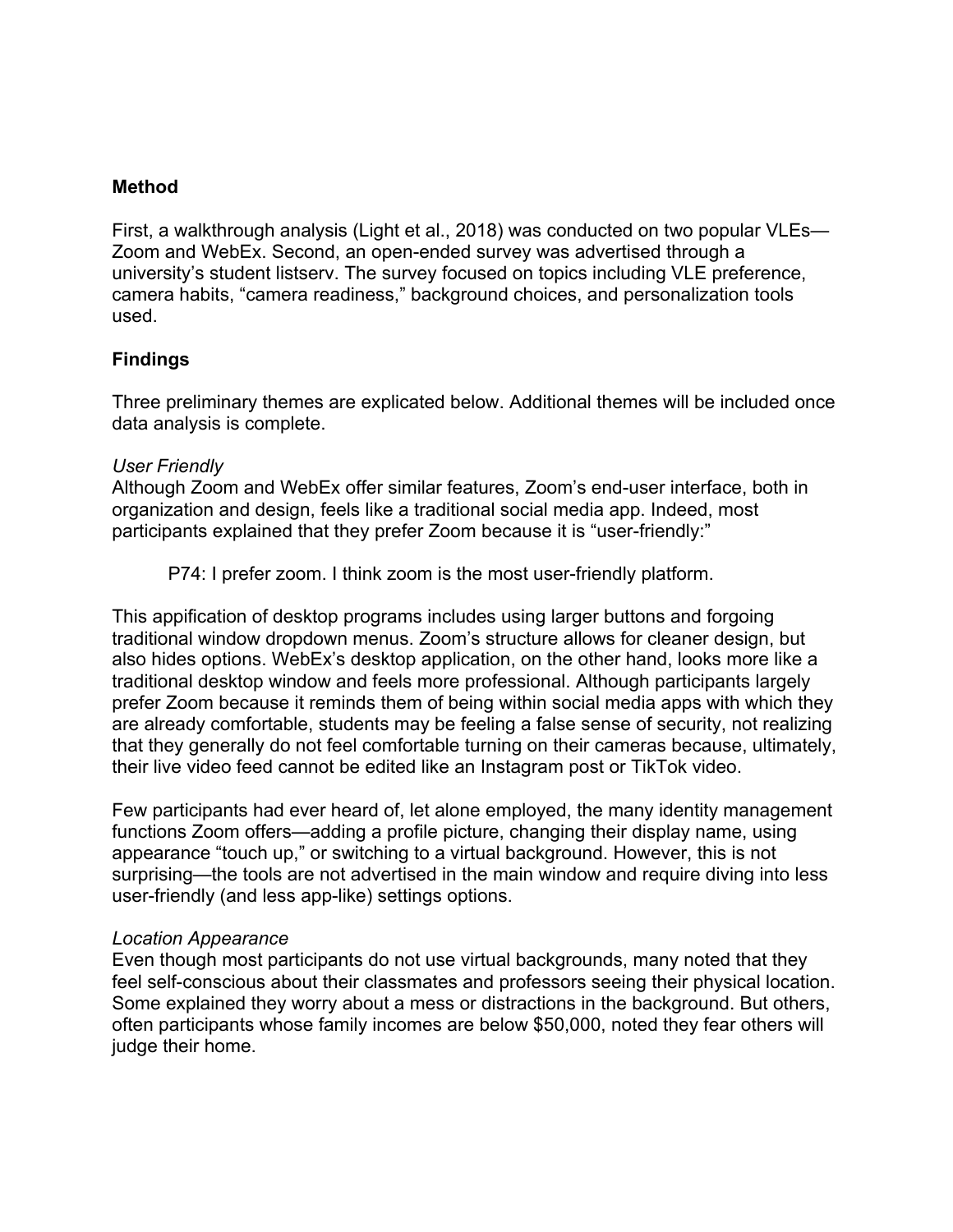## Method

First, a walkthrough analysis (Light et al., 2018) was conducted on two popular VLEs—Zoom and WebEx. Second, an open-ended survey was advertised through a university's student listserv. The survey focused on topics including VLE preference, camera habits, "camera readiness," background choices, and personalization tools used.

## Findings

Three preliminary themes are explicated below. Additional themes will be included once data analysis is complete.

*User Friendly*

Although Zoom and WebEx offer similar features, Zoom's end-user interface, both in organization and design, feels like a traditional social media app. Indeed, most participants explained that they prefer Zoom because it is "user-friendly:"

> P74: I prefer zoom. I think zoom is the most user-friendly platform.

This appification of desktop programs includes using larger buttons and forgoing traditional window dropdown menus. Zoom's structure allows for cleaner design, but also hides options. WebEx's desktop application, on the other hand, looks more like a traditional desktop window and feels more professional. Although participants largely prefer Zoom because it reminds them of being within social media apps with which they are already comfortable, students may be feeling a false sense of security, not realizing that they generally do not feel comfortable turning on their cameras because, ultimately, their live video feed cannot be edited like an Instagram post or TikTok video.

Few participants had ever heard of, let alone employed, the many identity management functions Zoom offers—adding a profile picture, changing their display name, using appearance "touch up," or switching to a virtual background. However, this is not surprising—the tools are not advertised in the main window and require diving into less user-friendly (and less app-like) settings options.

*Location Appearance*

Even though most participants do not use virtual backgrounds, many noted that they feel self-conscious about their classmates and professors seeing their physical location. Some explained they worry about a mess or distractions in the background. But others, often participants whose family incomes are below $50,000, noted they fear others will judge their home.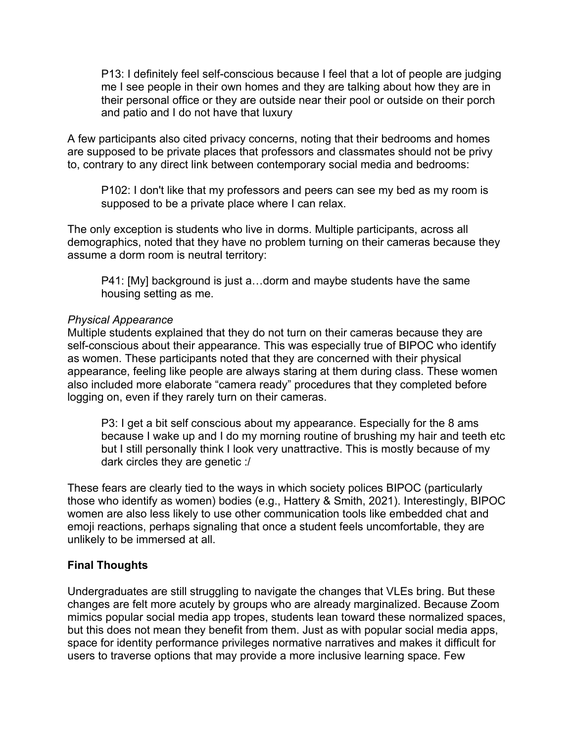> P13: I definitely feel self-conscious because I feel that a lot of people are judging me I see people in their own homes and they are talking about how they are in their personal office or they are outside near their pool or outside on their porch and patio and I do not have that luxury

A few participants also cited privacy concerns, noting that their bedrooms and homes are supposed to be private places that professors and classmates should not be privy to, contrary to any direct link between contemporary social media and bedrooms:

> P102: I don't like that my professors and peers can see my bed as my room is supposed to be a private place where I can relax.

The only exception is students who live in dorms. Multiple participants, across all demographics, noted that they have no problem turning on their cameras because they assume a dorm room is neutral territory:

> P41: [My] background is just a…dorm and maybe students have the same housing setting as me.

*Physical Appearance*

Multiple students explained that they do not turn on their cameras because they are self-conscious about their appearance. This was especially true of BIPOC who identify as women. These participants noted that they are concerned with their physical appearance, feeling like people are always staring at them during class. These women also included more elaborate "camera ready" procedures that they completed before logging on, even if they rarely turn on their cameras.

> P3: I get a bit self conscious about my appearance. Especially for the 8 ams because I wake up and I do my morning routine of brushing my hair and teeth etc but I still personally think I look very unattractive. This is mostly because of my dark circles they are genetic :/

These fears are clearly tied to the ways in which society polices BIPOC (particularly those who identify as women) bodies (e.g., Hattery & Smith, 2021). Interestingly, BIPOC women are also less likely to use other communication tools like embedded chat and emoji reactions, perhaps signaling that once a student feels uncomfortable, they are unlikely to be immersed at all.

**Final Thoughts**

Undergraduates are still struggling to navigate the changes that VLEs bring. But these changes are felt more acutely by groups who are already marginalized. Because Zoom mimics popular social media app tropes, students lean toward these normalized spaces, but this does not mean they benefit from them. Just as with popular social media apps, space for identity performance privileges normative narratives and makes it difficult for users to traverse options that may provide a more inclusive learning space. Few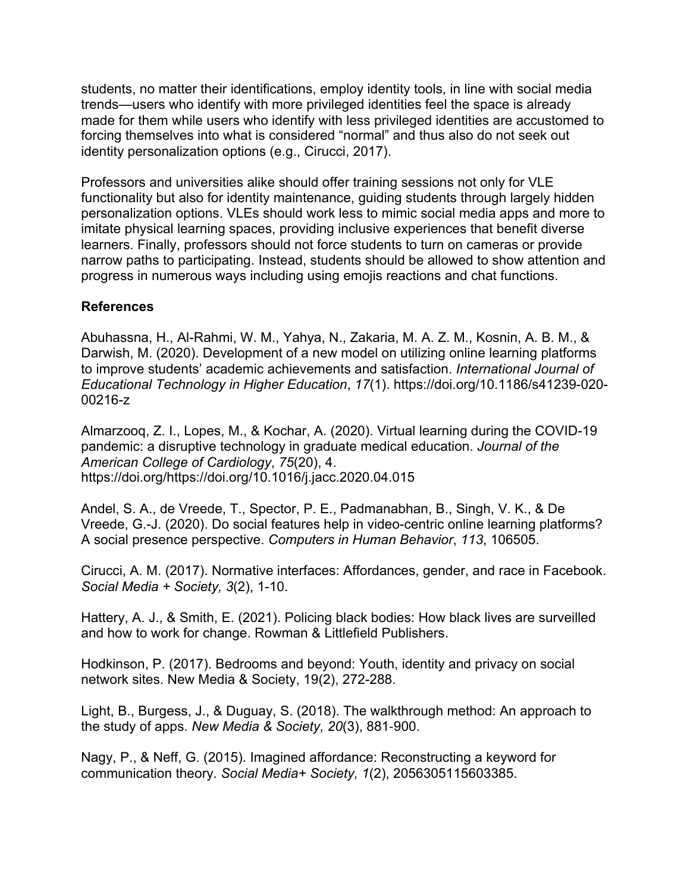students, no matter their identifications, employ identity tools, in line with social media trends—users who identify with more privileged identities feel the space is already made for them while users who identify with less privileged identities are accustomed to forcing themselves into what is considered "normal" and thus also do not seek out identity personalization options (e.g., Cirucci, 2017).

Professors and universities alike should offer training sessions not only for VLE functionality but also for identity maintenance, guiding students through largely hidden personalization options. VLEs should work less to mimic social media apps and more to imitate physical learning spaces, providing inclusive experiences that benefit diverse learners. Finally, professors should not force students to turn on cameras or provide narrow paths to participating. Instead, students should be allowed to show attention and progress in numerous ways including using emojis reactions and chat functions.

**References**

Abuhassna, H., Al-Rahmi, W. M., Yahya, N., Zakaria, M. A. Z. M., Kosnin, A. B. M., & Darwish, M. (2020). Development of a new model on utilizing online learning platforms to improve students' academic achievements and satisfaction. *International Journal of Educational Technology in Higher Education*, *17*(1). https://doi.org/10.1186/s41239-020-00216-z

Almarzooq, Z. I., Lopes, M., & Kochar, A. (2020). Virtual learning during the COVID-19 pandemic: a disruptive technology in graduate medical education. *Journal of the American College of Cardiology*, *75*(20), 4. https://doi.org/https://doi.org/10.1016/j.jacc.2020.04.015

Andel, S. A., de Vreede, T., Spector, P. E., Padmanabhan, B., Singh, V. K., & De Vreede, G.-J. (2020). Do social features help in video-centric online learning platforms? A social presence perspective. *Computers in Human Behavior*, *113*, 106505.

Cirucci, A. M. (2017). Normative interfaces: Affordances, gender, and race in Facebook. *Social Media + Society, 3*(2), 1-10.

Hattery, A. J., & Smith, E. (2021). Policing black bodies: How black lives are surveilled and how to work for change. Rowman & Littlefield Publishers.

Hodkinson, P. (2017). Bedrooms and beyond: Youth, identity and privacy on social network sites. New Media & Society, 19(2), 272-288.

Light, B., Burgess, J., & Duguay, S. (2018). The walkthrough method: An approach to the study of apps. *New Media & Society, 20*(3), 881-900.

Nagy, P., & Neff, G. (2015). Imagined affordance: Reconstructing a keyword for communication theory. *Social Media+ Society, 1*(2), 2056305115603385.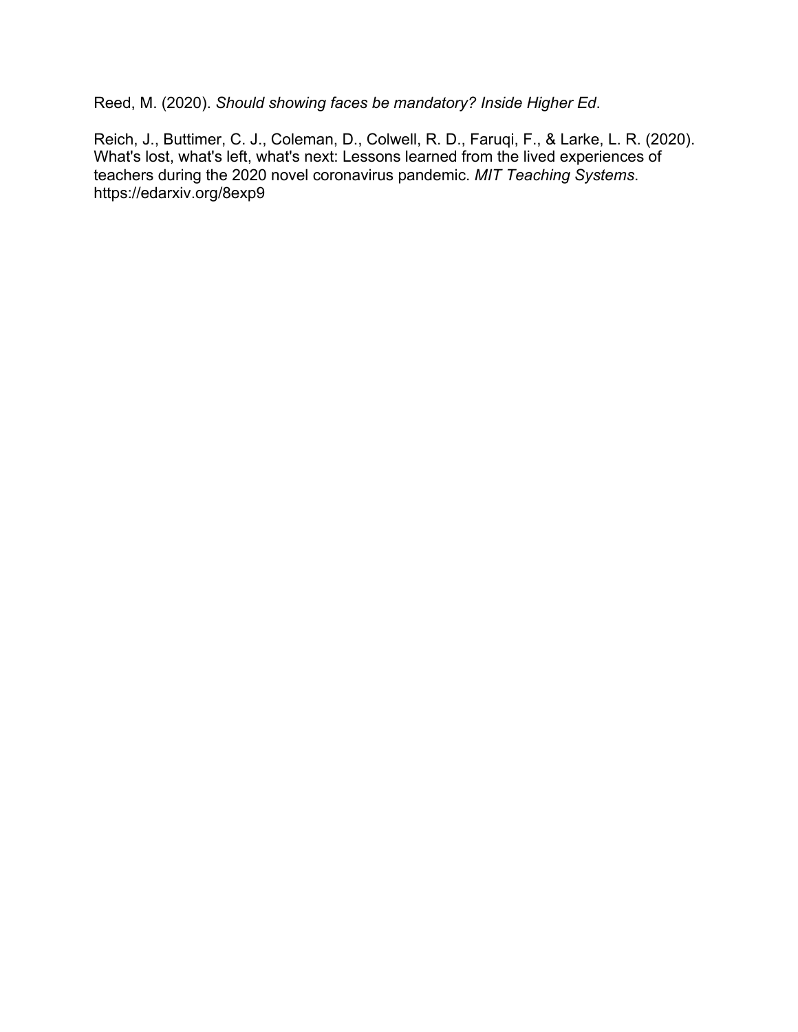Reed, M. (2020). *Should showing faces be mandatory? Inside Higher Ed*.

Reich, J., Buttimer, C. J., Coleman, D., Colwell, R. D., Faruqi, F., & Larke, L. R. (2020). What's lost, what's left, what's next: Lessons learned from the lived experiences of teachers during the 2020 novel coronavirus pandemic. *MIT Teaching Systems*. https://edarxiv.org/8exp9